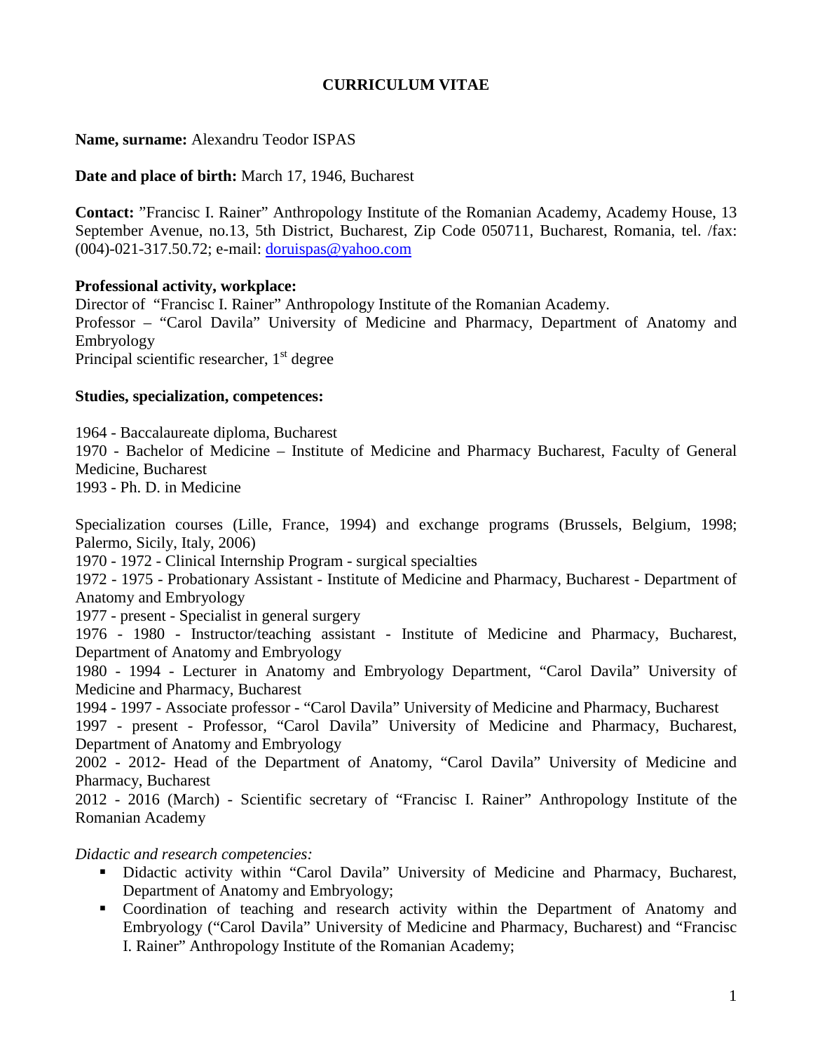# CURRICULUM VITAE

**Name, surname:** Alexandru Teodor ISPAS

**Date and place of birth:** March 17, 1946, Bucharest

**Contact:** "Francisc I. Rainer" Anthropology Institute of the Romanian Academy, Academy House, 13 September Avenue, no.13, 5th District, Bucharest, Zip Code 050711, Bucharest, Romania, tel. /fax: (004)-021-317.50.72; e-mail: [doruispas@yahoo.com](mailto:doruispas@yahoo.com)

**Professional activity, workplace:**
Director of "Francisc I. Rainer" Anthropology Institute of the Romanian Academy.
Professor – "Carol Davila" University of Medicine and Pharmacy, Department of Anatomy and Embryology
Principal scientific researcher, 1st degree

**Studies, specialization, competences:**

1964 - Baccalaureate diploma, Bucharest
1970 - Bachelor of Medicine – Institute of Medicine and Pharmacy Bucharest, Faculty of General Medicine, Bucharest
1993 - Ph. D. in Medicine

Specialization courses (Lille, France, 1994) and exchange programs (Brussels, Belgium, 1998; Palermo, Sicily, Italy, 2006)
1970 - 1972 - Clinical Internship Program - surgical specialties
1972 - 1975 - Probationary Assistant - Institute of Medicine and Pharmacy, Bucharest - Department of Anatomy and Embryology
1977 - present - Specialist in general surgery
1976 - 1980 - Instructor/teaching assistant - Institute of Medicine and Pharmacy, Bucharest, Department of Anatomy and Embryology
1980 - 1994 - Lecturer in Anatomy and Embryology Department, "Carol Davila" University of Medicine and Pharmacy, Bucharest
1994 - 1997 - Associate professor - "Carol Davila" University of Medicine and Pharmacy, Bucharest
1997 - present - Professor, "Carol Davila" University of Medicine and Pharmacy, Bucharest, Department of Anatomy and Embryology
2002 - 2012- Head of the Department of Anatomy, "Carol Davila" University of Medicine and Pharmacy, Bucharest
2012 - 2016 (March) - Scientific secretary of "Francisc I. Rainer" Anthropology Institute of the Romanian Academy

*Didactic and research competencies:*

- Didactic activity within "Carol Davila" University of Medicine and Pharmacy, Bucharest, Department of Anatomy and Embryology;
- Coordination of teaching and research activity within the Department of Anatomy and Embryology ("Carol Davila" University of Medicine and Pharmacy, Bucharest) and "Francisc I. Rainer" Anthropology Institute of the Romanian Academy;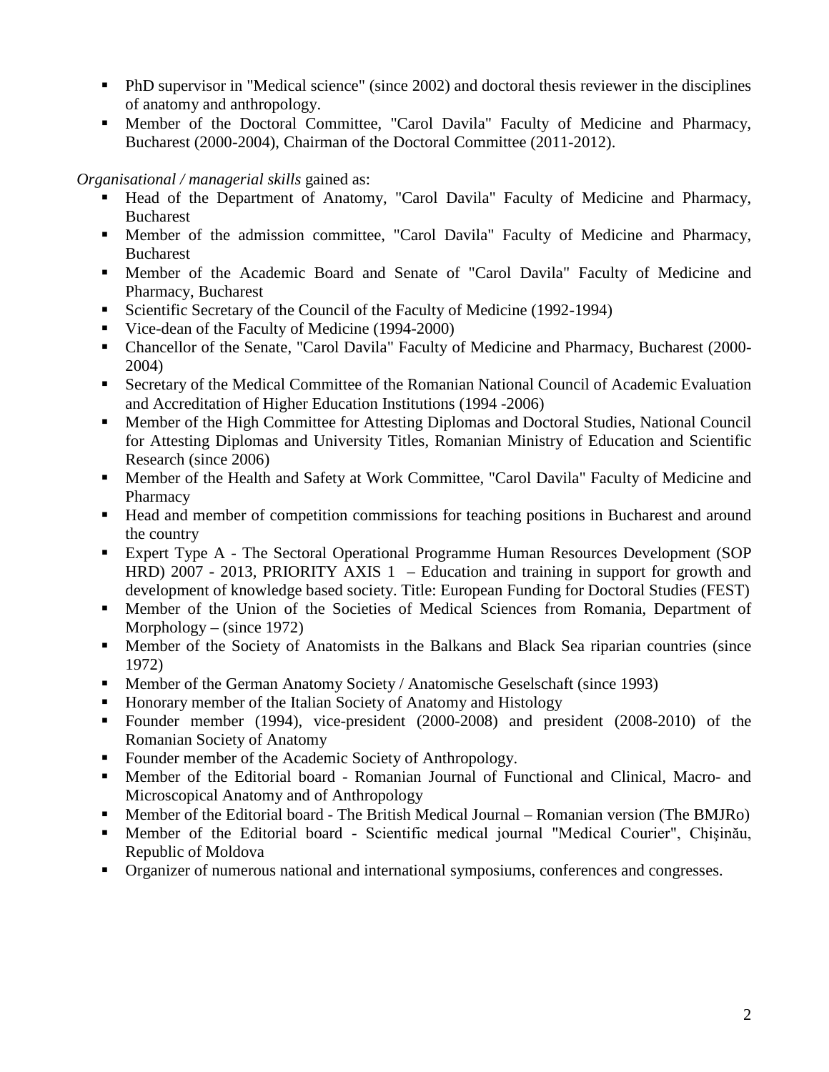- PhD supervisor in "Medical science" (since 2002) and doctoral thesis reviewer in the disciplines of anatomy and anthropology.
- Member of the Doctoral Committee, "Carol Davila" Faculty of Medicine and Pharmacy, Bucharest (2000-2004), Chairman of the Doctoral Committee (2011-2012).

*Organisational / managerial skills* gained as:

- Head of the Department of Anatomy, "Carol Davila" Faculty of Medicine and Pharmacy, Bucharest
- Member of the admission committee, "Carol Davila" Faculty of Medicine and Pharmacy, Bucharest
- Member of the Academic Board and Senate of "Carol Davila" Faculty of Medicine and Pharmacy, Bucharest
- Scientific Secretary of the Council of the Faculty of Medicine (1992-1994)
- Vice-dean of the Faculty of Medicine (1994-2000)
- Chancellor of the Senate, "Carol Davila" Faculty of Medicine and Pharmacy, Bucharest (2000-2004)
- Secretary of the Medical Committee of the Romanian National Council of Academic Evaluation and Accreditation of Higher Education Institutions (1994 -2006)
- Member of the High Committee for Attesting Diplomas and Doctoral Studies, National Council for Attesting Diplomas and University Titles, Romanian Ministry of Education and Scientific Research (since 2006)
- Member of the Health and Safety at Work Committee, "Carol Davila" Faculty of Medicine and Pharmacy
- Head and member of competition commissions for teaching positions in Bucharest and around the country
- Expert Type A - The Sectoral Operational Programme Human Resources Development (SOP HRD) 2007 - 2013, PRIORITY AXIS 1 – Education and training in support for growth and development of knowledge based society. Title: European Funding for Doctoral Studies (FEST)
- Member of the Union of the Societies of Medical Sciences from Romania, Department of Morphology – (since 1972)
- Member of the Society of Anatomists in the Balkans and Black Sea riparian countries (since 1972)
- Member of the German Anatomy Society / Anatomische Geselschaft (since 1993)
- Honorary member of the Italian Society of Anatomy and Histology
- Founder member (1994), vice-president (2000-2008) and president (2008-2010) of the Romanian Society of Anatomy
- Founder member of the Academic Society of Anthropology.
- Member of the Editorial board - Romanian Journal of Functional and Clinical, Macro- and Microscopical Anatomy and of Anthropology
- Member of the Editorial board - The British Medical Journal – Romanian version (The BMJRo)
- Member of the Editorial board - Scientific medical journal "Medical Courier", Chişinău, Republic of Moldova
- Organizer of numerous national and international symposiums, conferences and congresses.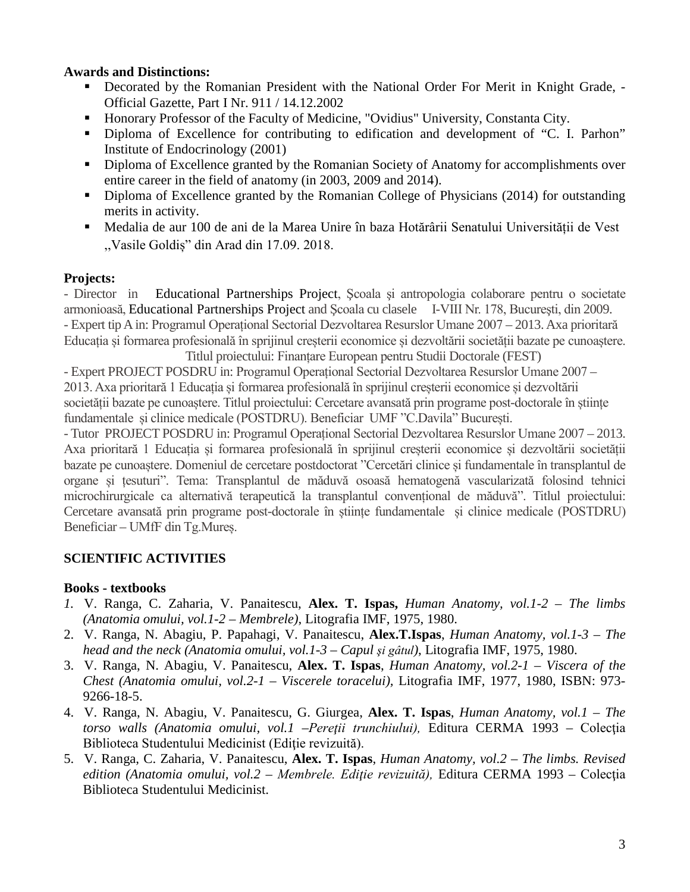**Awards and Distinctions:**

- Decorated by the Romanian President with the National Order For Merit in Knight Grade, - Official Gazette, Part I Nr. 911 / 14.12.2002
- Honorary Professor of the Faculty of Medicine, "Ovidius" University, Constanta City.
- Diploma of Excellence for contributing to edification and development of "C. I. Parhon" Institute of Endocrinology (2001)
- Diploma of Excellence granted by the Romanian Society of Anatomy for accomplishments over entire career in the field of anatomy (in 2003, 2009 and 2014).
- Diploma of Excellence granted by the Romanian College of Physicians (2014) for outstanding merits in activity.
- Medalia de aur 100 de ani de la Marea Unire în baza Hotărârii Senatului Universității de Vest ,,Vasile Goldiș" din Arad din 17.09. 2018.

**Projects:**

- Director in Educational Partnerships Project, Şcoala şi antropologia colaborare pentru o societate armonioasă, Educational Partnerships Project and Şcoala cu clasele I-VIII Nr. 178, București, din 2009.
- Expert tip A in: Programul Operațional Sectorial Dezvoltarea Resurslor Umane 2007 – 2013. Axa prioritară Educația și formarea profesională în sprijinul creșterii economice și dezvoltării societății bazate pe cunoaștere. Titlul proiectului: Finanțare European pentru Studii Doctorale (FEST)
- Expert PROJECT POSDRU in: Programul Operațional Sectorial Dezvoltarea Resurslor Umane 2007 – 2013. Axa prioritară 1 Educația și formarea profesională în sprijinul creșterii economice și dezvoltării societății bazate pe cunoaștere. Titlul proiectului: Cercetare avansată prin programe post-doctorale în științe fundamentale și clinice medicale (POSTDRU). Beneficiar UMF "C.Davila" București.
- Tutor PROJECT POSDRU in: Programul Operațional Sectorial Dezvoltarea Resurslor Umane 2007 – 2013. Axa prioritară 1 Educația și formarea profesională în sprijinul creșterii economice și dezvoltării societății bazate pe cunoaștere. Domeniul de cercetare postdoctorat "Cercetări clinice și fundamentale în transplantul de organe și țesuturi". Tema: Transplantul de măduvă osoasă hematogenă vascularizată folosind tehnici microchirurgicale ca alternativă terapeutică la transplantul convențional de măduvă". Titlul proiectului: Cercetare avansată prin programe post-doctorale în științe fundamentale și clinice medicale (POSTDRU) Beneficiar – UMfF din Tg.Mureș.

## SCIENTIFIC ACTIVITIES

**Books - textbooks**

1. V. Ranga, C. Zaharia, V. Panaitescu, **Alex. T. Ispas,** *Human Anatomy, vol.1-2 – The limbs (Anatomia omului, vol.1-2 – Membrele)*, Litografia IMF, 1975, 1980.
2. V. Ranga, N. Abagiu, P. Papahagi, V. Panaitescu, **Alex.T.Ispas**, *Human Anatomy, vol.1-3 – The head and the neck (Anatomia omului, vol.1-3 – Capul și gâtul)*, Litografia IMF, 1975, 1980.
3. V. Ranga, N. Abagiu, V. Panaitescu, **Alex. T. Ispas**, *Human Anatomy, vol.2-1 – Viscera of the Chest (Anatomia omului, vol.2-1 – Viscerele toracelui)*, Litografia IMF, 1977, 1980, ISBN: 973-9266-18-5.
4. V. Ranga, N. Abagiu, V. Panaitescu, G. Giurgea, **Alex. T. Ispas**, *Human Anatomy, vol.1 – The torso walls (Anatomia omului, vol.1 –Pereţii trunchiului),* Editura CERMA 1993 – Colecţia Biblioteca Studentului Medicinist (Ediţie revizuită).
5. V. Ranga, C. Zaharia, V. Panaitescu, **Alex. T. Ispas**, *Human Anatomy, vol.2 – The limbs. Revised edition (Anatomia omului, vol.2 – Membrele. Ediţie revizuită),* Editura CERMA 1993 – Colecţia Biblioteca Studentului Medicinist.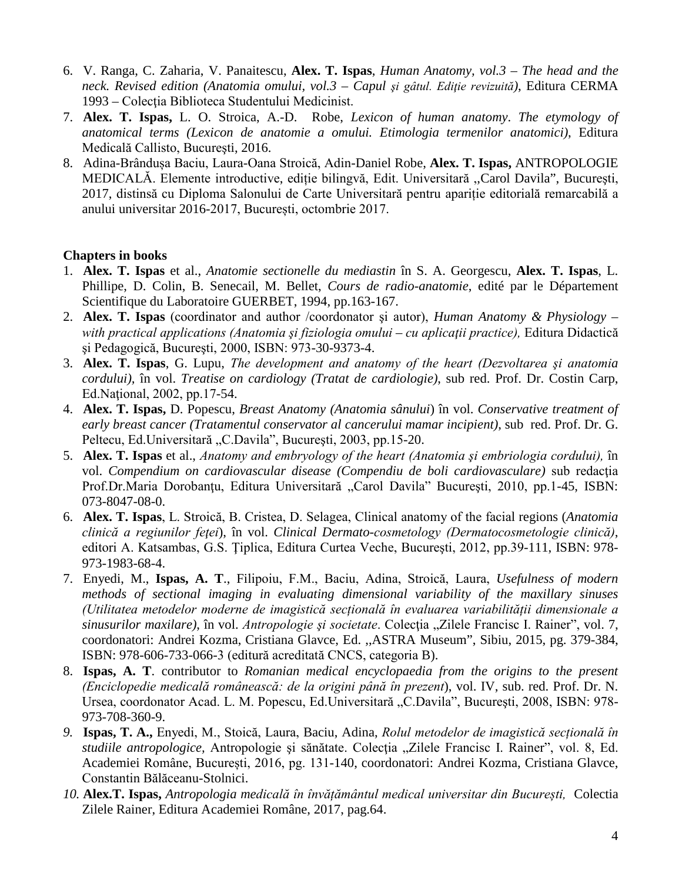6. V. Ranga, C. Zaharia, V. Panaitescu, **Alex. T. Ispas**, *Human Anatomy, vol.3 – The head and the neck. Revised edition (Anatomia omului, vol.3 – Capul şi gâtul. Ediţie revizuită)*, Editura CERMA 1993 – Colecţia Biblioteca Studentului Medicinist.
7. **Alex. T. Ispas,** L. O. Stroica, A.-D. Robe, *Lexicon of human anatomy*. *The etymology of anatomical terms (Lexicon de anatomie a omului. Etimologia termenilor anatomici)*, Editura Medicală Callisto, Bucureşti, 2016.
8. Adina-Brândușa Baciu, Laura-Oana Stroică, Adin-Daniel Robe, **Alex. T. Ispas,** ANTROPOLOGIE MEDICALĂ. Elemente introductive, ediție bilingvă, Edit. Universitară ,,Carol Davila", București, 2017, distinsă cu Diploma Salonului de Carte Universitară pentru apariție editorială remarcabilă a anului universitar 2016-2017, București, octombrie 2017.

**Chapters in books**

1. **Alex. T. Ispas** et al., *Anatomie sectionelle du mediastin* în S. A. Georgescu, **Alex. T. Ispas**, L. Phillipe, D. Colin, B. Senecail, M. Bellet, *Cours de radio-anatomie*, edité par le Département Scientifique du Laboratoire GUERBET, 1994, pp.163-167.
2. **Alex. T. Ispas** (coordinator and author /coordonator şi autor), *Human Anatomy & Physiology – with practical applications (Anatomia şi fiziologia omului – cu aplicaţii practice),* Editura Didactică şi Pedagogică, Bucureşti, 2000, ISBN: 973-30-9373-4.
3. **Alex. T. Ispas**, G. Lupu, *The development and anatomy of the heart (Dezvoltarea şi anatomia cordului),* în vol. *Treatise on cardiology (Tratat de cardiologie)*, sub red. Prof. Dr. Costin Carp, Ed.Naţional, 2002, pp.17-54.
4. **Alex. T. Ispas,** D. Popescu, *Breast Anatomy (Anatomia sânului*) în vol. *Conservative treatment of early breast cancer (Tratamentul conservator al cancerului mamar incipient)*, sub red. Prof. Dr. G. Peltecu, Ed.Universitară „C.Davila", Bucureşti, 2003, pp.15-20.
5. **Alex. T. Ispas** et al., *Anatomy and embryology of the heart (Anatomia şi embriologia cordului),* în vol. *Compendium on cardiovascular disease (Compendiu de boli cardiovasculare)* sub redacţia Prof.Dr.Maria Dorobanţu, Editura Universitară „Carol Davila" Bucureşti, 2010, pp.1-45, ISBN: 073-8047-08-0.
6. **Alex. T. Ispas**, L. Stroică, B. Cristea, D. Selagea, Clinical anatomy of the facial regions (*Anatomia clinică a regiunilor feţei*), în vol. *Clinical Dermato-cosmetology (Dermatocosmetologie clinică)*, editori A. Katsambas, G.S. Ţiplica, Editura Curtea Veche, Bucureşti, 2012, pp.39-111, ISBN: 978-973-1983-68-4.
7. Enyedi, M., **Ispas, A. T**., Filipoiu, F.M., Baciu, Adina, Stroică, Laura, *Usefulness of modern methods of sectional imaging in evaluating dimensional variability of the maxillary sinuses (Utilitatea metodelor moderne de imagistică secţională în evaluarea variabilităţii dimensionale a sinusurilor maxilare)*, în vol. *Antropologie şi societate*. Colecţia „Zilele Francisc I. Rainer", vol. 7, coordonatori: Andrei Kozma, Cristiana Glavce, Ed. ,,ASTRA Museum", Sibiu, 2015, pg. 379-384, ISBN: 978-606-733-066-3 (editură acreditată CNCS, categoria B).
8. **Ispas, A. T**. contributor to *Romanian medical encyclopaedia from the origins to the present (Enciclopedie medicală românească: de la origini până în prezent*), vol. IV, sub. red. Prof. Dr. N. Ursea, coordonator Acad. L. M. Popescu, Ed.Universitară „C.Davila", Bucureşti, 2008, ISBN: 978-973-708-360-9.
9. **Ispas, T. A.,** Enyedi, M., Stoică, Laura, Baciu, Adina, *Rolul metodelor de imagistică secțională în studiile antropologice*, Antropologie şi sănătate. Colecţia „Zilele Francisc I. Rainer", vol. 8, Ed. Academiei Române, București, 2016, pg. 131-140, coordonatori: Andrei Kozma, Cristiana Glavce, Constantin Bălăceanu-Stolnici.
10. **Alex.T. Ispas,** *Antropologia medicală în învățământul medical universitar din București,* Colectia Zilele Rainer, Editura Academiei Române, 2017, pag.64.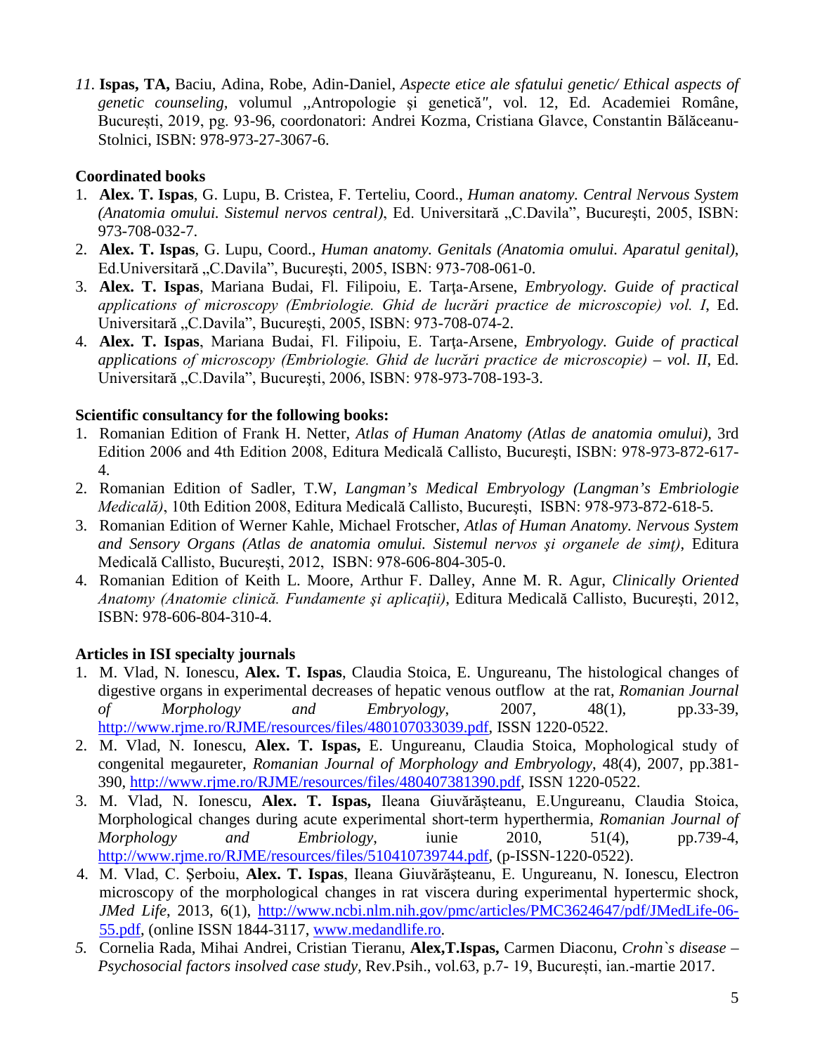*11.* **Ispas, TA,** Baciu, Adina, Robe, Adin-Daniel, *Aspecte etice ale sfatului genetic/ Ethical aspects of genetic counseling,* volumul „Antropologie şi genetică", vol. 12, Ed. Academiei Române, București, 2019, pg. 93-96, coordonatori: Andrei Kozma, Cristiana Glavce, Constantin Bălăceanu-Stolnici, ISBN: 978-973-27-3067-6.

**Coordinated books**

1. **Alex. T. Ispas**, G. Lupu, B. Cristea, F. Terteliu, Coord., *Human anatomy. Central Nervous System (Anatomia omului. Sistemul nervos central)*, Ed. Universitară „C.Davila", Bucureşti, 2005, ISBN: 973-708-032-7.
2. **Alex. T. Ispas**, G. Lupu, Coord., *Human anatomy. Genitals (Anatomia omului. Aparatul genital)*, Ed.Universitară „C.Davila", Bucureşti, 2005, ISBN: 973-708-061-0.
3. **Alex. T. Ispas**, Mariana Budai, Fl. Filipoiu, E. Tarţa-Arsene, *Embryology. Guide of practical applications of microscopy (Embriologie. Ghid de lucrări practice de microscopie) vol. I*, Ed. Universitară „C.Davila", Bucureşti, 2005, ISBN: 973-708-074-2.
4. **Alex. T. Ispas**, Mariana Budai, Fl. Filipoiu, E. Tarţa-Arsene, *Embryology. Guide of practical applications of microscopy (Embriologie. Ghid de lucrări practice de microscopie) – vol. II*, Ed. Universitară „C.Davila", Bucureşti, 2006, ISBN: 978-973-708-193-3.

**Scientific consultancy for the following books:**

1. Romanian Edition of Frank H. Netter, *Atlas of Human Anatomy (Atlas de anatomia omului)*, 3rd Edition 2006 and 4th Edition 2008, Editura Medicală Callisto, Bucureşti, ISBN: 978-973-872-617-4.
2. Romanian Edition of Sadler, T.W, *Langman's Medical Embryology (Langman's Embriologie Medicală)*, 10th Edition 2008, Editura Medicală Callisto, Bucureşti, ISBN: 978-973-872-618-5.
3. Romanian Edition of Werner Kahle, Michael Frotscher, *Atlas of Human Anatomy. Nervous System and Sensory Organs (Atlas de anatomia omului. Sistemul nervos şi organele de simţ)*, Editura Medicală Callisto, Bucureşti, 2012, ISBN: 978-606-804-305-0.
4. Romanian Edition of Keith L. Moore, Arthur F. Dalley, Anne M. R. Agur, *Clinically Oriented Anatomy (Anatomie clinică. Fundamente şi aplicaţii)*, Editura Medicală Callisto, Bucureşti, 2012, ISBN: 978-606-804-310-4.

**Articles in ISI specialty journals**

1. M. Vlad, N. Ionescu, **Alex. T. Ispas**, Claudia Stoica, E. Ungureanu, The histological changes of digestive organs in experimental decreases of hepatic venous outflow at the rat, *Romanian Journal of Morphology and Embryology*, 2007, 48(1), pp.33-39, http://www.rjme.ro/RJME/resources/files/480107033039.pdf, ISSN 1220-0522.
2. M. Vlad, N. Ionescu, **Alex. T. Ispas,** E. Ungureanu, Claudia Stoica, Mophological study of congenital megaureter, *Romanian Journal of Morphology and Embryology*, 48(4), 2007, pp.381-390, http://www.rjme.ro/RJME/resources/files/480407381390.pdf, ISSN 1220-0522.
3. M. Vlad, N. Ionescu, **Alex. T. Ispas,** Ileana Giuvărășteanu, E.Ungureanu, Claudia Stoica, Morphological changes during acute experimental short-term hyperthermia, *Romanian Journal of Morphology and Embriology*, iunie 2010, 51(4), pp.739-4, http://www.rjme.ro/RJME/resources/files/510410739744.pdf, (p-ISSN-1220-0522).
4. M. Vlad, C. Șerboiu, **Alex. T. Ispas**, Ileana Giuvărășteanu, E. Ungureanu, N. Ionescu, Electron microscopy of the morphological changes in rat viscera during experimental hypertermic shock, *JMed Life*, 2013, 6(1), http://www.ncbi.nlm.nih.gov/pmc/articles/PMC3624647/pdf/JMedLife-06-55.pdf, (online ISSN 1844-3117, www.medandlife.ro.
5. Cornelia Rada, Mihai Andrei, Cristian Tieranu, **Alex,T.Ispas,** Carmen Diaconu, *Crohn`s disease – Psychosocial factors insolved case study,* Rev.Psih., vol.63, p.7- 19, București, ian.-martie 2017.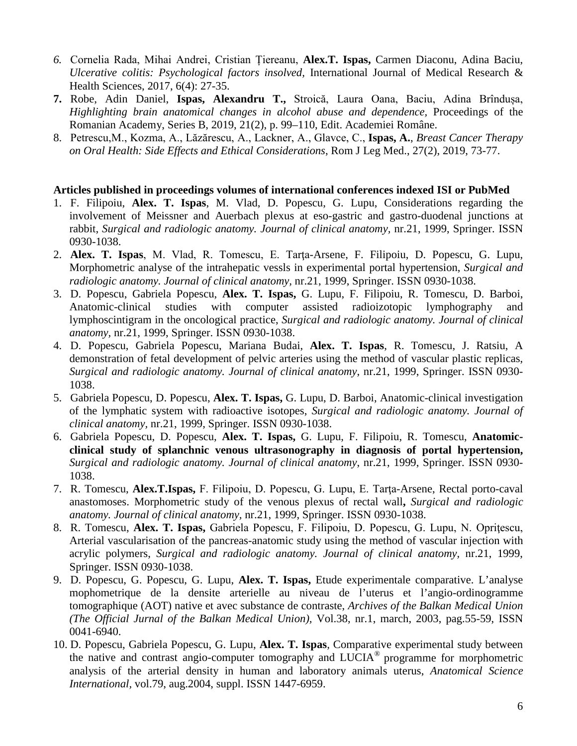6. Cornelia Rada, Mihai Andrei, Cristian Țiereanu, **Alex.T. Ispas,** Carmen Diaconu, Adina Baciu, *Ulcerative colitis: Psychological factors insolved*, International Journal of Medical Research & Health Sciences, 2017, 6(4): 27-35.
7. Robe, Adin Daniel, **Ispas, Alexandru T.,** Stroică, Laura Oana, Baciu, Adina Brîndușa, *Highlighting brain anatomical changes in alcohol abuse and dependence,* Proceedings of the Romanian Academy, Series B, 2019, 21(2), p. 99–110, Edit. Academiei Române.
8. Petrescu,M., Kozma, A., Lăzărescu, A., Lackner, A., Glavce, C., **Ispas, A.**, *Breast Cancer Therapy on Oral Health: Side Effects and Ethical Considerations*, Rom J Leg Med., 27(2), 2019, 73-77.

**Articles published in proceedings volumes of international conferences indexed ISI or PubMed**

1. F. Filipoiu, **Alex. T. Ispas**, M. Vlad, D. Popescu, G. Lupu, Considerations regarding the involvement of Meissner and Auerbach plexus at eso-gastric and gastro-duodenal junctions at rabbit, *Surgical and radiologic anatomy. Journal of clinical anatomy,* nr.21, 1999, Springer. ISSN 0930-1038.
2. **Alex. T. Ispas**, M. Vlad, R. Tomescu, E. Tarţa-Arsene, F. Filipoiu, D. Popescu, G. Lupu, Morphometric analyse of the intrahepatic vessls in experimental portal hypertension, *Surgical and radiologic anatomy. Journal of clinical anatomy,* nr.21, 1999, Springer. ISSN 0930-1038.
3. D. Popescu, Gabriela Popescu, **Alex. T. Ispas,** G. Lupu, F. Filipoiu, R. Tomescu, D. Barboi, Anatomic-clinical studies with computer assisted radioizotopic lymphography and lymphoscintigram in the oncological practice, *Surgical and radiologic anatomy. Journal of clinical anatomy,* nr.21, 1999, Springer. ISSN 0930-1038.
4. D. Popescu, Gabriela Popescu, Mariana Budai, **Alex. T. Ispas**, R. Tomescu, J. Ratsiu, A demonstration of fetal development of pelvic arteries using the method of vascular plastic replicas, *Surgical and radiologic anatomy. Journal of clinical anatomy*, nr.21, 1999, Springer. ISSN 0930-1038.
5. Gabriela Popescu, D. Popescu, **Alex. T. Ispas,** G. Lupu, D. Barboi, Anatomic-clinical investigation of the lymphatic system with radioactive isotopes, *Surgical and radiologic anatomy. Journal of clinical anatomy,* nr.21, 1999, Springer. ISSN 0930-1038.
6. Gabriela Popescu, D. Popescu, **Alex. T. Ispas,** G. Lupu, F. Filipoiu, R. Tomescu, **Anatomic-clinical study of splanchnic venous ultrasonography in diagnosis of portal hypertension,** *Surgical and radiologic anatomy. Journal of clinical anatomy,* nr.21, 1999, Springer. ISSN 0930-1038.
7. R. Tomescu, **Alex.T.Ispas,** F. Filipoiu, D. Popescu, G. Lupu, E. Tarţa-Arsene, Rectal porto-caval anastomoses. Morphometric study of the venous plexus of rectal wall**,** *Surgical and radiologic anatomy. Journal of clinical anatomy,* nr.21, 1999, Springer. ISSN 0930-1038.
8. R. Tomescu, **Alex. T. Ispas,** Gabriela Popescu, F. Filipoiu, D. Popescu, G. Lupu, N. Oprițescu, Arterial vascularisation of the pancreas-anatomic study using the method of vascular injection with acrylic polymers, *Surgical and radiologic anatomy. Journal of clinical anatomy,* nr.21, 1999, Springer. ISSN 0930-1038.
9. D. Popescu, G. Popescu, G. Lupu, **Alex. T. Ispas,** Etude experimentale comparative. L'analyse mophometrique de la densite arterielle au niveau de l'uterus et l'angio-ordinogramme tomographique (AOT) native et avec substance de contraste, *Archives of the Balkan Medical Union (The Official Jurnal of the Balkan Medical Union),* Vol.38, nr.1, march, 2003, pag.55-59, ISSN 0041-6940.
10. D. Popescu, Gabriela Popescu, G. Lupu, **Alex. T. Ispas**, Comparative experimental study between the native and contrast angio-computer tomography and LUCIA® programme for morphometric analysis of the arterial density in human and laboratory animals uterus, *Anatomical Science International*, vol.79, aug.2004, suppl. ISSN 1447-6959.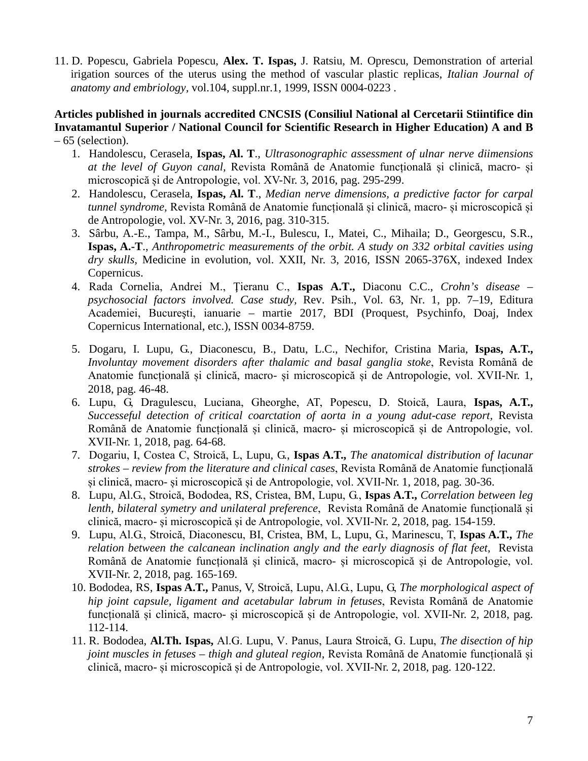11. D. Popescu, Gabriela Popescu, **Alex. T. Ispas,** J. Ratsiu, M. Oprescu, Demonstration of arterial irigation sources of the uterus using the method of vascular plastic replicas, *Italian Journal of anatomy and embriology*, vol.104, suppl.nr.1, 1999, ISSN 0004-0223 .

**Articles published in journals accredited CNCSIS (Consiliul National al Cercetarii Stiintifice din Invatamantul Superior / National Council for Scientific Research in Higher Education) A and B** – 65 (selection).

1. Handolescu, Cerasela, **Ispas, Al. T**., *Ultrasonographic assessment of ulnar nerve diimensions at the level of Guyon canal,* Revista Română de Anatomie funcțională și clinică, macro- și microscopică și de Antropologie, vol. XV-Nr. 3, 2016, pag. 295-299.
2. Handolescu, Cerasela, **Ispas, Al. T**., *Median nerve dimensions, a predictive factor for carpal tunnel syndrome,* Revista Română de Anatomie funcțională și clinică, macro- și microscopică și de Antropologie, vol. XV-Nr. 3, 2016, pag. 310-315.
3. Sârbu, A.-E., Tampa, M., Sârbu, M.-I., Bulescu, I., Matei, C., Mihaila; D., Georgescu, S.R., **Ispas, A.-T**., *Anthropometric measurements of the orbit. A study on 332 orbital cavities using dry skulls,* Medicine in evolution, vol. XXII, Nr. 3, 2016, ISSN 2065-376X, indexed Index Copernicus.
4. Rada Cornelia, Andrei M., Țieranu C., **Ispas A.T.,** Diaconu C.C., *Crohn's disease – psychosocial factors involved. Case study,* Rev. Psih., Vol. 63, Nr. 1, pp. 7–19, Editura Academiei, București, ianuarie – martie 2017, BDI (Proquest, Psychinfo, Doaj, Index Copernicus International, etc.), ISSN 0034-8759.
5. Dogaru, I. Lupu, G., Diaconescu, B., Datu, L.C., Nechifor, Cristina Maria, **Ispas, A.T.,** *Involuntay movement disorders after thalamic and basal ganglia stoke*, Revista Română de Anatomie funcțională și clinică, macro- și microscopică și de Antropologie, vol. XVII-Nr. 1, 2018, pag. 46-48.
6. Lupu, G, Dragulescu, Luciana, Gheorghe, AT, Popescu, D. Stoică, Laura, **Ispas, A.T.,** *Successeful detection of critical coarctation of aorta in a young adut-case report,* Revista Română de Anatomie funcțională și clinică, macro- și microscopică și de Antropologie, vol. XVII-Nr. 1, 2018, pag. 64-68.
7. Dogariu, I, Costea C, Stroică, L, Lupu, G., **Ispas A.T.,** *The anatomical distribution of lacunar strokes – review from the literature and clinical cases*, Revista Română de Anatomie funcțională și clinică, macro- și microscopică și de Antropologie, vol. XVII-Nr. 1, 2018, pag. 30-36.
8. Lupu, Al.G., Stroică, Bododea, RS, Cristea, BM, Lupu, G., **Ispas A.T.,** *Correlation between leg lenth, bilateral symetry and unilateral preference*, Revista Română de Anatomie funcțională și clinică, macro- și microscopică și de Antropologie, vol. XVII-Nr. 2, 2018, pag. 154-159.
9. Lupu, Al.G., Stroică, Diaconescu, BI, Cristea, BM, L, Lupu, G., Marinescu, T, **Ispas A.T.,** *The relation between the calcanean inclination angly and the early diagnosis of flat feet*, Revista Română de Anatomie funcțională și clinică, macro- și microscopică și de Antropologie, vol. XVII-Nr. 2, 2018, pag. 165-169.
10. Bododea, RS, **Ispas A.T.,** Panus, V, Stroică, Lupu, Al.G., Lupu, G, *The morphological aspect of hip joint capsule, ligament and acetabular labrum in fetuses*, Revista Română de Anatomie funcțională și clinică, macro- și microscopică și de Antropologie, vol. XVII-Nr. 2, 2018, pag. 112-114.
11. R. Bododea, **Al.Th. Ispas,** Al.G. Lupu, V. Panus, Laura Stroică, G. Lupu, *The disection of hip joint muscles in fetuses – thigh and gluteal region*, Revista Română de Anatomie funcțională și clinică, macro- și microscopică și de Antropologie, vol. XVII-Nr. 2, 2018, pag. 120-122.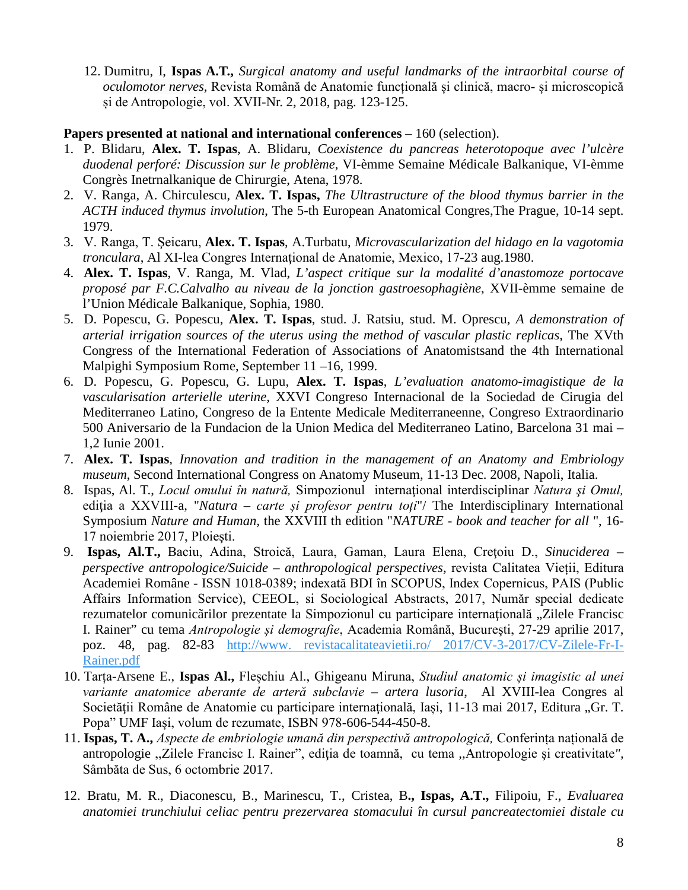12. Dumitru, I, **Ispas A.T.,** *Surgical anatomy and useful landmarks of the intraorbital course of oculomotor nerves*, Revista Română de Anatomie funcțională și clinică, macro- și microscopică și de Antropologie, vol. XVII-Nr. 2, 2018, pag. 123-125.

**Papers presented at national and international conferences** – 160 (selection).

1. P. Blidaru, **Alex. T. Ispas**, A. Blidaru, *Coexistence du pancreas heterotopoque avec l'ulcère duodenal perforé: Discussion sur le problème*, VI-èmme Semaine Médicale Balkanique, VI-èmme Congrès Inetrnalkanique de Chirurgie, Atena, 1978.
2. V. Ranga, A. Chirculescu, **Alex. T. Ispas,** *The Ultrastructure of the blood thymus barrier in the ACTH induced thymus involution*, The 5-th European Anatomical Congres,The Prague, 10-14 sept. 1979.
3. V. Ranga, T. Şeicaru, **Alex. T. Ispas**, A.Turbatu, *Microvascularization del hidago en la vagotomia tronculara*, Al XI-lea Congres Internațional de Anatomie, Mexico, 17-23 aug.1980.
4. **Alex. T. Ispas**, V. Ranga, M. Vlad, *L'aspect critique sur la modalité d'anastomoze portocave proposé par F.C.Calvalho au niveau de la jonction gastroesophagiène*, XVII-èmme semaine de l'Union Médicale Balkanique, Sophia, 1980.
5. D. Popescu, G. Popescu, **Alex. T. Ispas**, stud. J. Ratsiu, stud. M. Oprescu, *A demonstration of arterial irrigation sources of the uterus using the method of vascular plastic replicas*, The XVth Congress of the International Federation of Associations of Anatomistsand the 4th International Malpighi Symposium Rome, September 11 –16, 1999.
6. D. Popescu, G. Popescu, G. Lupu, **Alex. T. Ispas**, *L'evaluation anatomo-imagistique de la vascularisation arterielle uterine*, XXVI Congreso Internacional de la Sociedad de Cirugia del Mediterraneo Latino, Congreso de la Entente Medicale Mediterraneenne, Congreso Extraordinario 500 Aniversario de la Fundacion de la Union Medica del Mediterraneo Latino, Barcelona 31 mai – 1,2 Iunie 2001.
7. **Alex. T. Ispas**, *Innovation and tradition in the management of an Anatomy and Embriology museum*, Second International Congress on Anatomy Museum, 11-13 Dec. 2008, Napoli, Italia.
8. Ispas, Al. T., *Locul omului în natură,* Simpozionul internațional interdisciplinar *Natura şi Omul,* ediția a XXVIII-a, "*Natura – carte și profesor pentru toți*"/ The Interdisciplinary International Symposium *Nature and Human,* the XXVIII th edition "*NATURE - book and teacher for all* ", 16-17 noiembrie 2017, Ploieşti.
9. **Ispas, Al.T.,** Baciu, Adina, Stroică, Laura, Gaman, Laura Elena, Creţoiu D., *Sinuciderea – perspective antropologice/Suicide – anthropological perspectives*, revista Calitatea Vieții, Editura Academiei Române - ISSN 1018-0389; indexată BDI în SCOPUS, Index Copernicus, PAIS (Public Affairs Information Service), CEEOL, si Sociological Abstracts, 2017, Număr special dedicate rezumatelor comunicărilor prezentate la Simpozionul cu participare internaţională „Zilele Francisc I. Rainer" cu tema *Antropologie și demografie*, Academia Română, Bucureşti, 27-29 aprilie 2017, poz. 48, pag. 82-83 [http://www. revistacalitateavietii.ro/ 2017/CV-3-2017/CV-Zilele-Fr-I-Rainer.pdf](http://www.revistacalitateavietii.ro/2017/CV-3-2017/CV-Zilele-Fr-I-Rainer.pdf)
10. Tarța-Arsene E., **Ispas Al.,** Fleșchiu Al., Ghigeanu Miruna, *Studiul anatomic și imagistic al unei variante anatomice aberante de arteră subclavie – artera lusoria,* Al XVIII-lea Congres al Societății Române de Anatomie cu participare internaţională, Iaşi, 11-13 mai 2017, Editura „Gr. T. Popa" UMF Iaşi, volum de rezumate, ISBN 978-606-544-450-8.
11. **Ispas, T. A.,** *Aspecte de embriologie umană din perspectivă antropologică,* Conferința națională de antropologie ,,Zilele Francisc I. Rainer", ediţia de toamnă, cu tema ,,Antropologie şi creativitate*",* Sâmbăta de Sus, 6 octombrie 2017.
12. Bratu, M. R., Diaconescu, B., Marinescu, T., Cristea, B**., Ispas, A.T.,** Filipoiu, F., *Evaluarea anatomiei trunchiului celiac pentru prezervarea stomacului în cursul pancreatectomiei distale cu*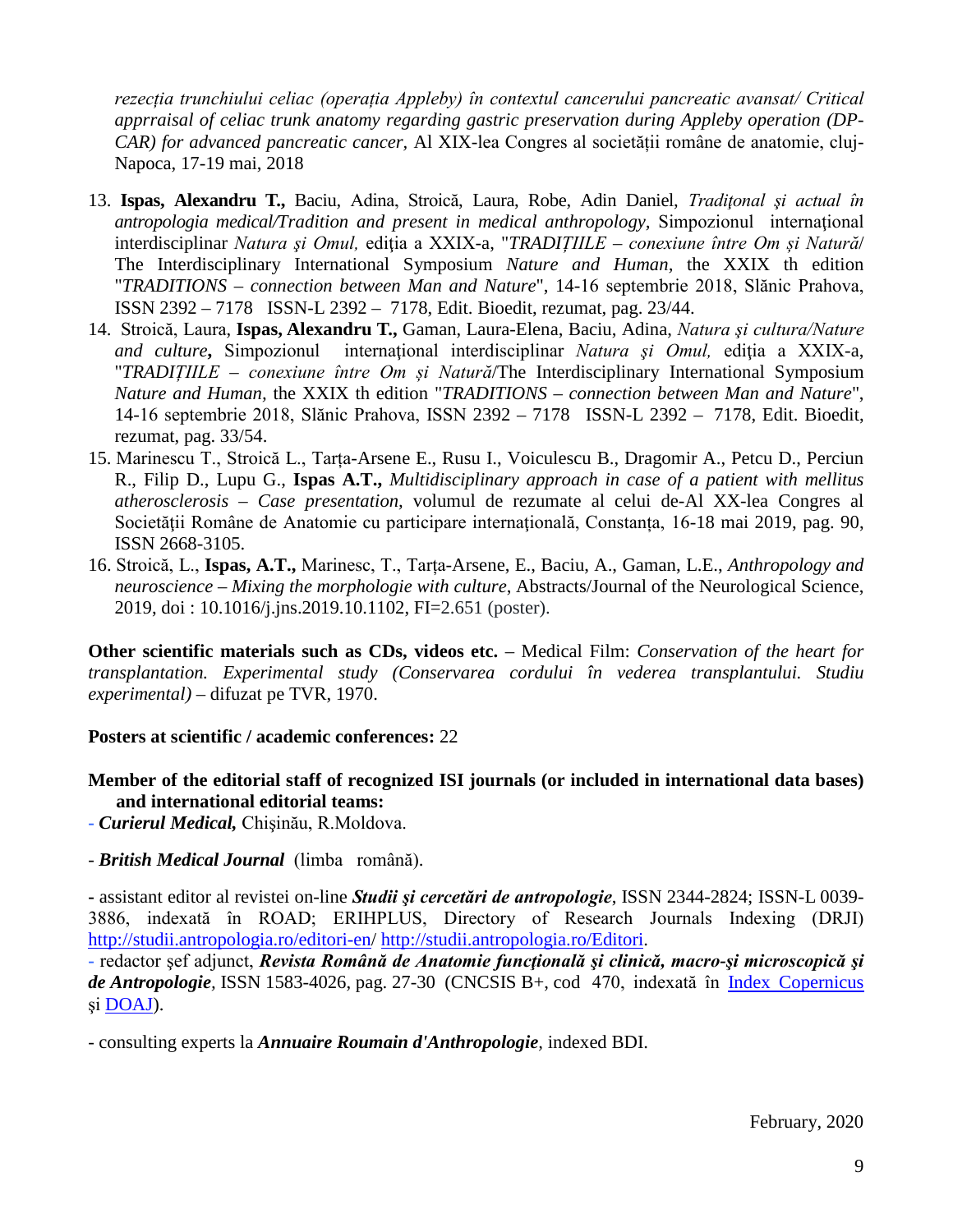*rezecția trunchiului celiac (operația Appleby) în contextul cancerului pancreatic avansat/ Critical apprraisal of celiac trunk anatomy regarding gastric preservation during Appleby operation (DP-CAR) for advanced pancreatic cancer,* Al XIX-lea Congres al societății române de anatomie, cluj-Napoca, 17-19 mai, 2018

13. **Ispas, Alexandru T.,** Baciu, Adina, Stroică, Laura, Robe, Adin Daniel, *Tradiţonal şi actual în antropologia medical/Tradition and present in medical anthropology,* Simpozionul internaţional interdisciplinar *Natura şi Omul,* ediţia a XXIX-a, "*TRADIȚIILE – conexiune între Om și Natură*/ The Interdisciplinary International Symposium *Nature and Human,* the XXIX th edition "*TRADITIONS – connection between Man and Nature*", 14-16 septembrie 2018, Slănic Prahova, ISSN 2392 – 7178 ISSN-L 2392 – 7178, Edit. Bioedit, rezumat, pag. 23/44.
14. Stroică, Laura, **Ispas, Alexandru T.,** Gaman, Laura-Elena, Baciu, Adina, *Natura şi cultura/Nature and culture***,** Simpozionul internaţional interdisciplinar *Natura şi Omul,* ediţia a XXIX-a, "*TRADIȚIILE – conexiune între Om și Natură*/The Interdisciplinary International Symposium *Nature and Human,* the XXIX th edition "*TRADITIONS – connection between Man and Nature*", 14-16 septembrie 2018, Slănic Prahova, ISSN 2392 – 7178 ISSN-L 2392 – 7178, Edit. Bioedit, rezumat, pag. 33/54.
15. Marinescu T., Stroică L., Tarța-Arsene E., Rusu I., Voiculescu B., Dragomir A., Petcu D., Perciun R., Filip D., Lupu G., **Ispas A.T.,** *Multidisciplinary approach in case of a patient with mellitus atherosclerosis – Case presentation,* volumul de rezumate al celui de-Al XX-lea Congres al Societăţii Române de Anatomie cu participare internaţională, Constanța, 16-18 mai 2019, pag. 90, ISSN 2668-3105.
16. Stroică, L., **Ispas, A.T.,** Marinesc, T., Tarța-Arsene, E., Baciu, A., Gaman, L.E., *Anthropology and neuroscience – Mixing the morphologie with culture*, Abstracts/Journal of the Neurological Science, 2019, doi : 10.1016/j.jns.2019.10.1102, FI=2.651 (poster).

**Other scientific materials such as CDs, videos etc.** – Medical Film: *Conservation of the heart for transplantation. Experimental study (Conservarea cordului în vederea transplantului. Studiu experimental)* – difuzat pe TVR, 1970.

**Posters at scientific / academic conferences:** 22

**Member of the editorial staff of recognized ISI journals (or included in international data bases) and international editorial teams:**

- ***Curierul Medical,*** Chişinău, R.Moldova.

- ***British Medical Journal*** (limba română).

- assistant editor al revistei on-line ***Studii şi cercetări de antropologie***, ISSN 2344-2824; ISSN-L 0039-3886, indexată în ROAD; ERIHPLUS, Directory of Research Journals Indexing (DRJI) http://studii.antropologia.ro/editori-en/ http://studii.antropologia.ro/Editori.

- redactor şef adjunct, ***Revista Română de Anatomie funcţională şi clinică, macro-şi microscopică şi de Antropologie***, ISSN 1583-4026, pag. 27-30 (CNCSIS B+, cod 470, indexată în Index Copernicus şi DOAJ).

- consulting experts la ***Annuaire Roumain d'Anthropologie***, indexed BDI.

February, 2020